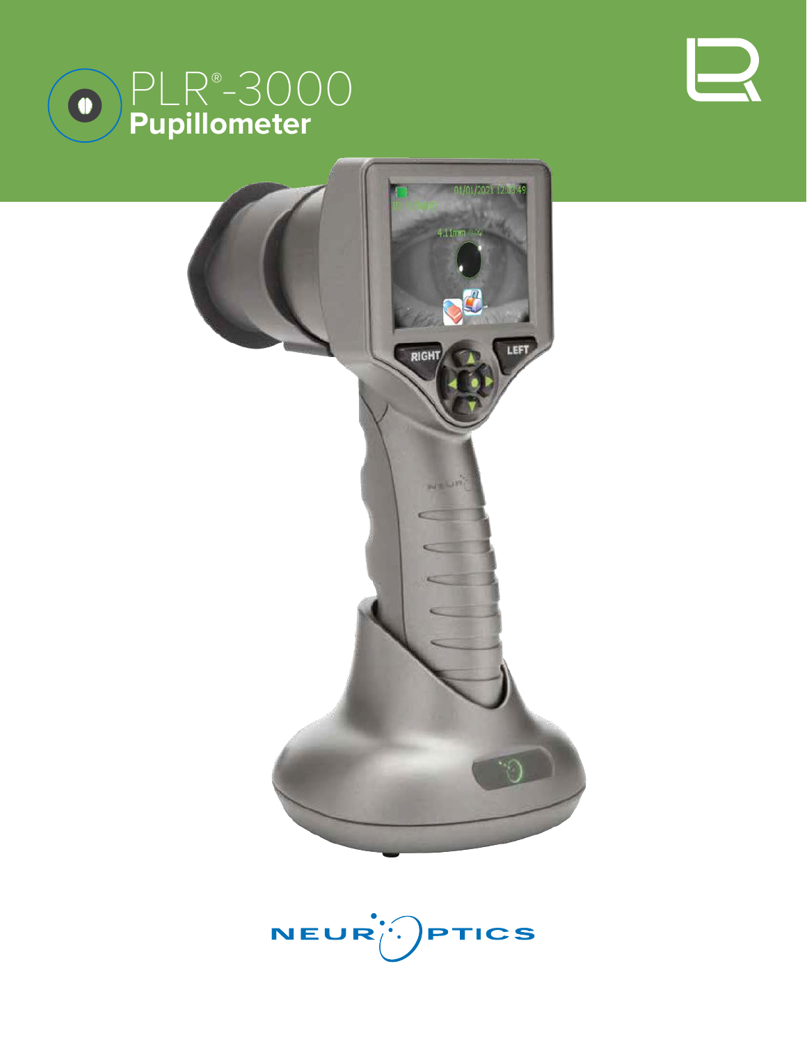# PLR®-3000 Pupillometer

NEUROPTICS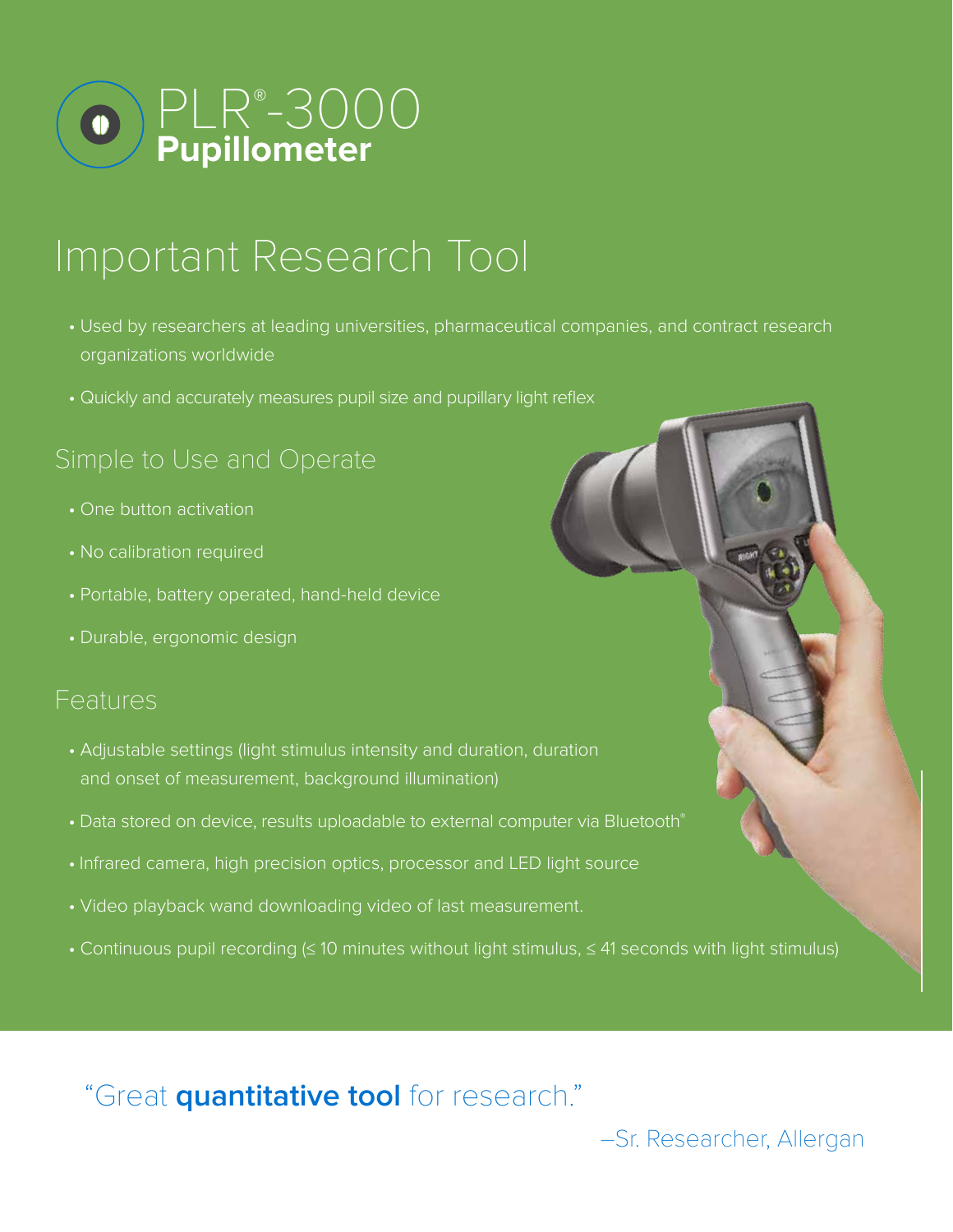# PLR®-3000 Pupillometer

## Important Research Tool

- Used by researchers at leading universities, pharmaceutical companies, and contract research organizations worldwide
- Quickly and accurately measures pupil size and pupillary light reflex

### Simple to Use and Operate

- One button activation
- No calibration required
- Portable, battery operated, hand-held device
- Durable, ergonomic design

### Features

- Adjustable settings (light stimulus intensity and duration, duration and onset of measurement, background illumination)
- Data stored on device, results uploadable to external computer via Bluetooth®
- Infrared camera, high precision optics, processor and LED light source
- Video playback wand downloading video of last measurement.
- Continuous pupil recording (≤ 10 minutes without light stimulus, ≤ 41 seconds with light stimulus)

"Great **quantitative tool** for research."

–Sr. Researcher, Allergan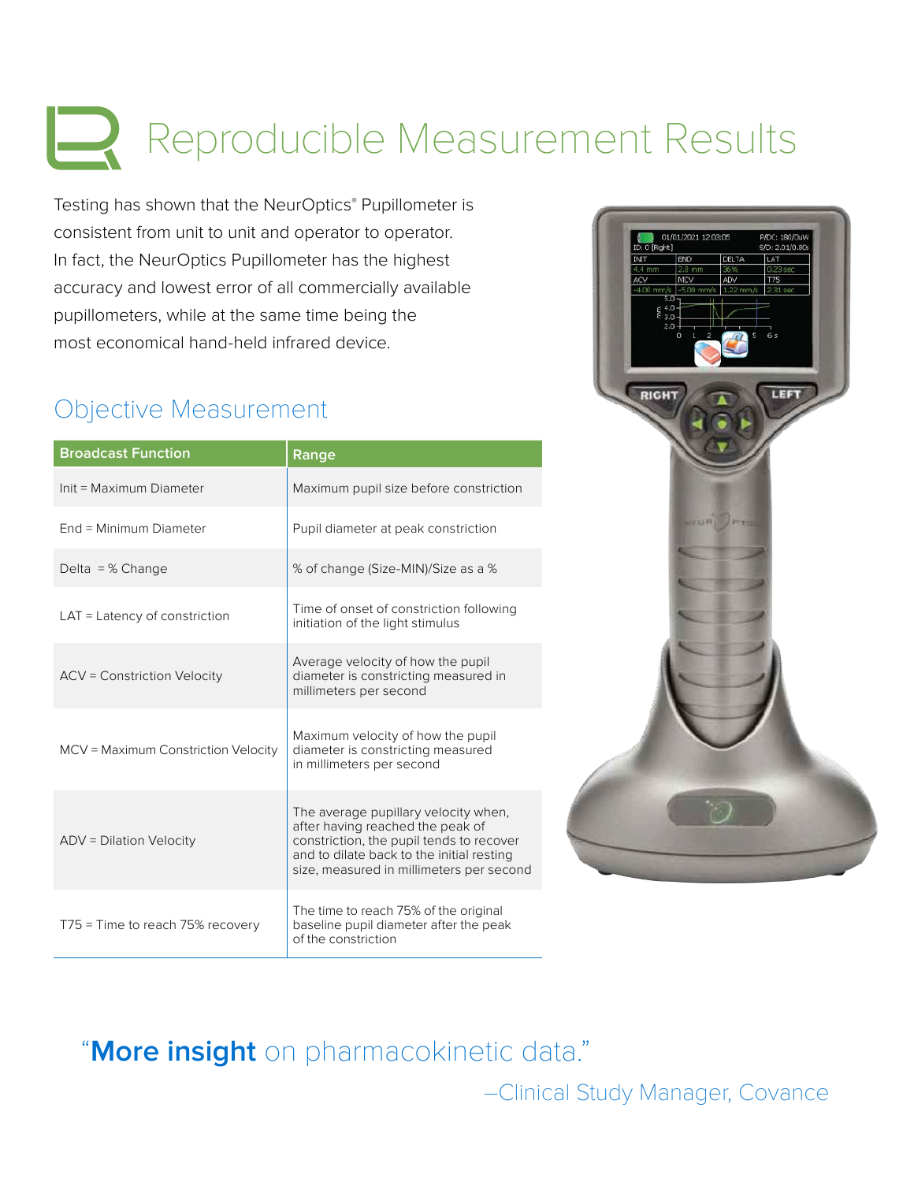# Reproducible Measurement Results

Testing has shown that the NeurOptics® Pupillometer is consistent from unit to unit and operator to operator. In fact, the NeurOptics Pupillometer has the highest accuracy and lowest error of all commercially available pupillometers, while at the same time being the most economical hand-held infrared device.

## Objective Measurement

| Broadcast Function | Range |
|---|---|
| Init = Maximum Diameter | Maximum pupil size before constriction |
| End = Minimum Diameter | Pupil diameter at peak constriction |
| Delta = % Change | % of change (Size-MIN)/Size as a % |
| LAT = Latency of constriction | Time of onset of constriction following initiation of the light stimulus |
| ACV = Constriction Velocity | Average velocity of how the pupil diameter is constricting measured in millimeters per second |
| MCV = Maximum Constriction Velocity | Maximum velocity of how the pupil diameter is constricting measured in millimeters per second |
| ADV = Dilation Velocity | The average pupillary velocity when, after having reached the peak of constriction, the pupil tends to recover and to dilate back to the initial resting size, measured in millimeters per second |
| T75 = Time to reach 75% recovery | The time to reach 75% of the original baseline pupil diameter after the peak of the constriction |

"**More insight** on pharmacokinetic data."

–Clinical Study Manager, Covance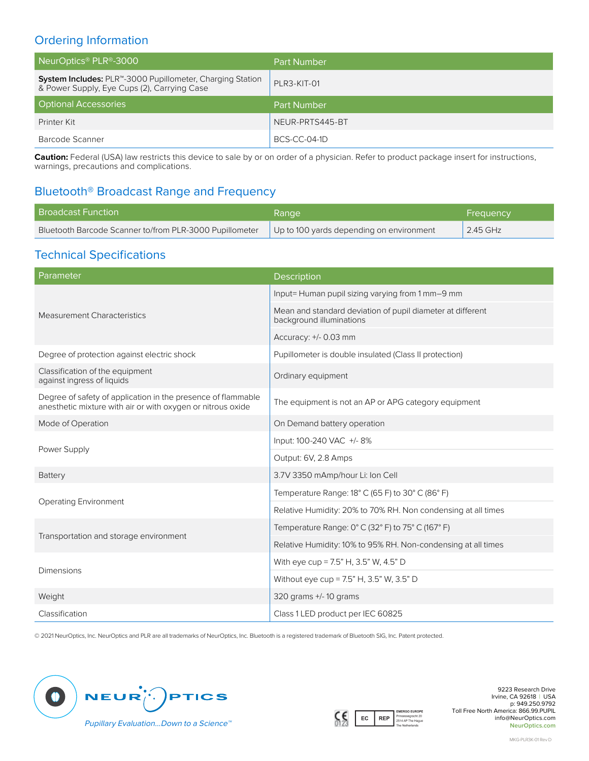## Ordering Information

| NeurOptics® PLR®-3000 | Part Number |
|---|---|
| **System Includes:** PLR™-3000 Pupillometer, Charging Station & Power Supply, Eye Cups (2), Carrying Case | PLR3-KIT-01 |
| **Optional Accessories** | **Part Number** |
| Printer Kit | NEUR-PRTS445-BT |
| Barcode Scanner | BCS-CC-04-1D |

**Caution:** Federal (USA) law restricts this device to sale by or on order of a physician. Refer to product package insert for instructions, warnings, precautions and complications.

## Bluetooth® Broadcast Range and Frequency

| Broadcast Function | Range | Frequency |
|---|---|---|
| Bluetooth Barcode Scanner to/from PLR-3000 Pupillometer | Up to 100 yards depending on environment | 2.45 GHz |

## Technical Specifications

| Parameter | Description |
|---|---|
| Measurement Characteristics | Input= Human pupil sizing varying from 1 mm–9 mm |
| | Mean and standard deviation of pupil diameter at different background illuminations |
| | Accuracy: +/- 0.03 mm |
| Degree of protection against electric shock | Pupillometer is double insulated (Class II protection) |
| Classification of the equipment against ingress of liquids | Ordinary equipment |
| Degree of safety of application in the presence of flammable anesthetic mixture with air or with oxygen or nitrous oxide | The equipment is not an AP or APG category equipment |
| Mode of Operation | On Demand battery operation |
| Power Supply | Input: 100-240 VAC +/- 8% |
| | Output: 6V, 2.8 Amps |
| Battery | 3.7V 3350 mAmp/hour Li: Ion Cell |
| Operating Environment | Temperature Range: 18° C (65 F) to 30° C (86° F) |
| | Relative Humidity: 20% to 70% RH. Non condensing at all times |
| Transportation and storage environment | Temperature Range: 0° C (32° F) to 75° C (167° F) |
| | Relative Humidity: 10% to 95% RH. Non-condensing at all times |
| Dimensions | With eye cup = 7.5" H, 3.5" W, 4.5" D |
| | Without eye cup = 7.5" H, 3.5" W, 3.5" D |
| Weight | 320 grams +/- 10 grams |
| Classification | Class 1 LED product per IEC 60825 |

© 2021 NeurOptics, Inc. NeurOptics and PLR are all trademarks of NeurOptics, Inc. Bluetooth is a registered trademark of Bluetooth SIG, Inc. Patent protected.

NEUROPTICS

*Pupillary Evaluation...Down to a Science™*

CE 0123

EC REP EMERGO EUROPE Prinsessegracht 20 2514 AP The Hague The Netherlands

9223 Research Drive
Irvine, CA 92618 | USA
p: 949.250.9792
Toll Free North America: 866.99.PUPIL
info@NeurOptics.com
NeurOptics.com

MKG-PLR3K-01 Rev D